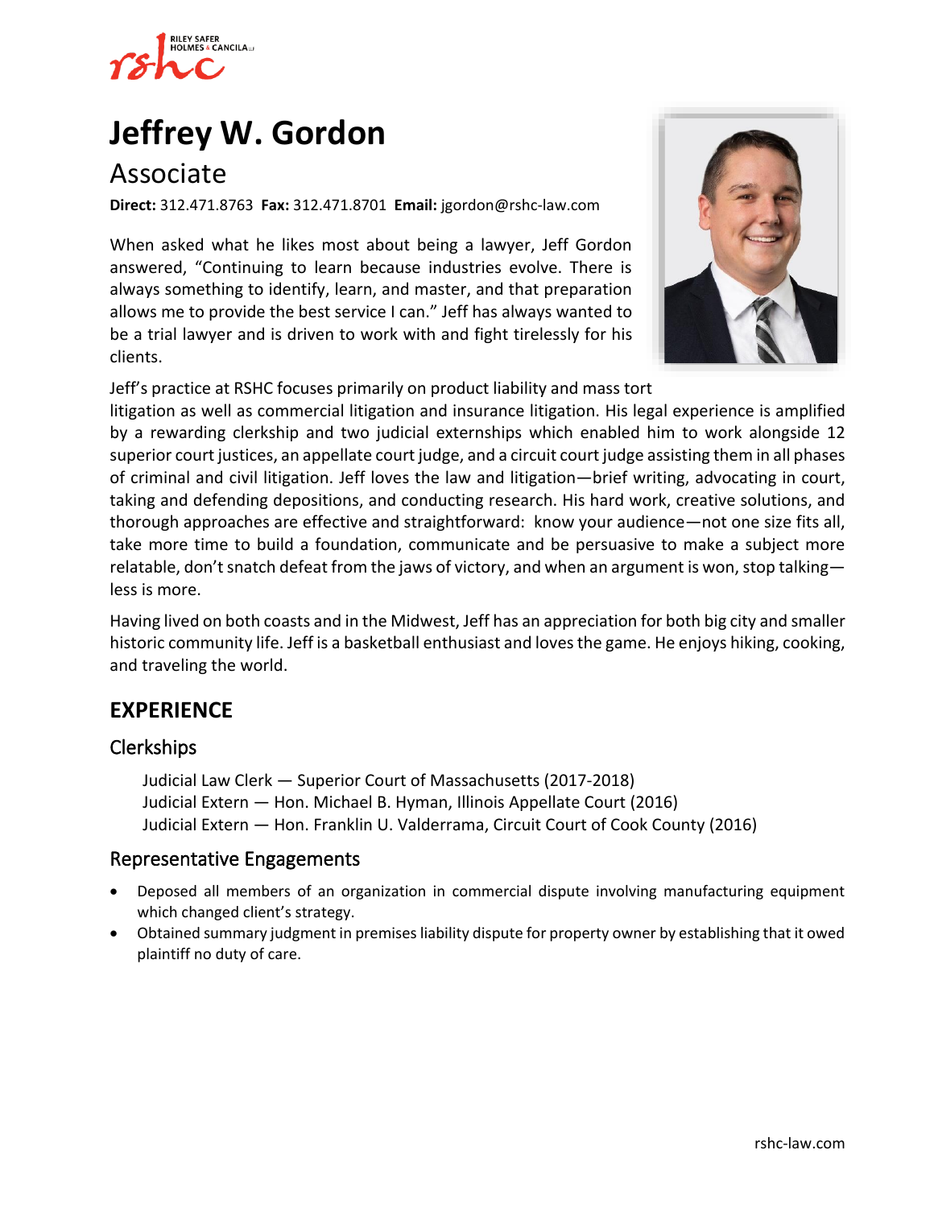# Jeffrey W. Gordon

## Associate

**Direct:** 312.471.8763 **Fax:** 312.471.8701 **Email:** jgordon@rshc-law.com

When asked what he likes most about being a lawyer, Jeff Gordon answered, "Continuing to learn because industries evolve. There is always something to identify, learn, and master, and that preparation allows me to provide the best service I can." Jeff has always wanted to be a trial lawyer and is driven to work with and fight tirelessly for his clients.

Jeff's practice at RSHC focuses primarily on product liability and mass tort litigation as well as commercial litigation and insurance litigation. His legal experience is amplified by a rewarding clerkship and two judicial externships which enabled him to work alongside 12 superior court justices, an appellate court judge, and a circuit court judge assisting them in all phases of criminal and civil litigation. Jeff loves the law and litigation—brief writing, advocating in court, taking and defending depositions, and conducting research. His hard work, creative solutions, and thorough approaches are effective and straightforward: know your audience—not one size fits all, take more time to build a foundation, communicate and be persuasive to make a subject more relatable, don't snatch defeat from the jaws of victory, and when an argument is won, stop talking—less is more.

Having lived on both coasts and in the Midwest, Jeff has an appreciation for both big city and smaller historic community life. Jeff is a basketball enthusiast and loves the game. He enjoys hiking, cooking, and traveling the world.

## EXPERIENCE

### Clerkships

Judicial Law Clerk — Superior Court of Massachusetts (2017-2018)
Judicial Extern — Hon. Michael B. Hyman, Illinois Appellate Court (2016)
Judicial Extern — Hon. Franklin U. Valderrama, Circuit Court of Cook County (2016)

### Representative Engagements

- Deposed all members of an organization in commercial dispute involving manufacturing equipment which changed client's strategy.
- Obtained summary judgment in premises liability dispute for property owner by establishing that it owed plaintiff no duty of care.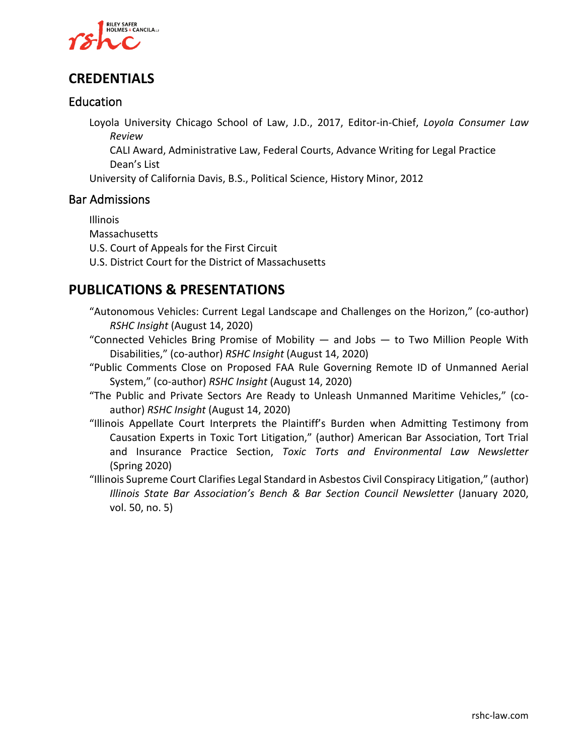## CREDENTIALS

### Education

Loyola University Chicago School of Law, J.D., 2017, Editor-in-Chief, *Loyola Consumer Law Review*
CALI Award, Administrative Law, Federal Courts, Advance Writing for Legal Practice
Dean's List

University of California Davis, B.S., Political Science, History Minor, 2012

### Bar Admissions

Illinois
Massachusetts
U.S. Court of Appeals for the First Circuit
U.S. District Court for the District of Massachusetts

## PUBLICATIONS & PRESENTATIONS

"Autonomous Vehicles: Current Legal Landscape and Challenges on the Horizon," (co-author) *RSHC Insight* (August 14, 2020)

"Connected Vehicles Bring Promise of Mobility — and Jobs — to Two Million People With Disabilities," (co-author) *RSHC Insight* (August 14, 2020)

"Public Comments Close on Proposed FAA Rule Governing Remote ID of Unmanned Aerial System," (co-author) *RSHC Insight* (August 14, 2020)

"The Public and Private Sectors Are Ready to Unleash Unmanned Maritime Vehicles," (co-author) *RSHC Insight* (August 14, 2020)

"Illinois Appellate Court Interprets the Plaintiff's Burden when Admitting Testimony from Causation Experts in Toxic Tort Litigation," (author) American Bar Association, Tort Trial and Insurance Practice Section, *Toxic Torts and Environmental Law Newsletter* (Spring 2020)

"Illinois Supreme Court Clarifies Legal Standard in Asbestos Civil Conspiracy Litigation," (author) *Illinois State Bar Association's Bench & Bar Section Council Newsletter* (January 2020, vol. 50, no. 5)